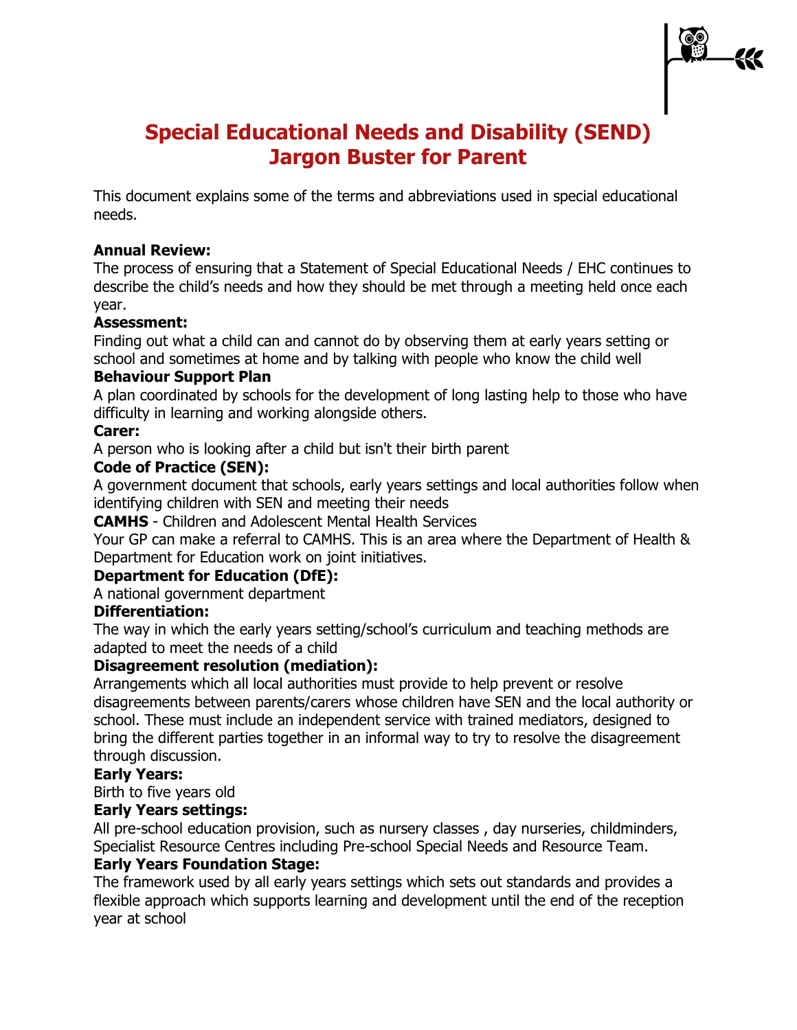# Special Educational Needs and Disability (SEND) Jargon Buster for Parent

This document explains some of the terms and abbreviations used in special educational needs.

**Annual Review:**
The process of ensuring that a Statement of Special Educational Needs / EHC continues to describe the child's needs and how they should be met through a meeting held once each year.

**Assessment:**
Finding out what a child can and cannot do by observing them at early years setting or school and sometimes at home and by talking with people who know the child well

**Behaviour Support Plan**
A plan coordinated by schools for the development of long lasting help to those who have difficulty in learning and working alongside others.

**Carer:**
A person who is looking after a child but isn't their birth parent

**Code of Practice (SEN):**
A government document that schools, early years settings and local authorities follow when identifying children with SEN and meeting their needs

**CAMHS** - Children and Adolescent Mental Health Services
Your GP can make a referral to CAMHS. This is an area where the Department of Health & Department for Education work on joint initiatives.

**Department for Education (DfE):**
A national government department

**Differentiation:**
The way in which the early years setting/school's curriculum and teaching methods are adapted to meet the needs of a child

**Disagreement resolution (mediation):**
Arrangements which all local authorities must provide to help prevent or resolve disagreements between parents/carers whose children have SEN and the local authority or school. These must include an independent service with trained mediators, designed to bring the different parties together in an informal way to try to resolve the disagreement through discussion.

**Early Years:**
Birth to five years old

**Early Years settings:**
All pre-school education provision, such as nursery classes , day nurseries, childminders, Specialist Resource Centres including Pre-school Special Needs and Resource Team.

**Early Years Foundation Stage:**
The framework used by all early years settings which sets out standards and provides a flexible approach which supports learning and development until the end of the reception year at school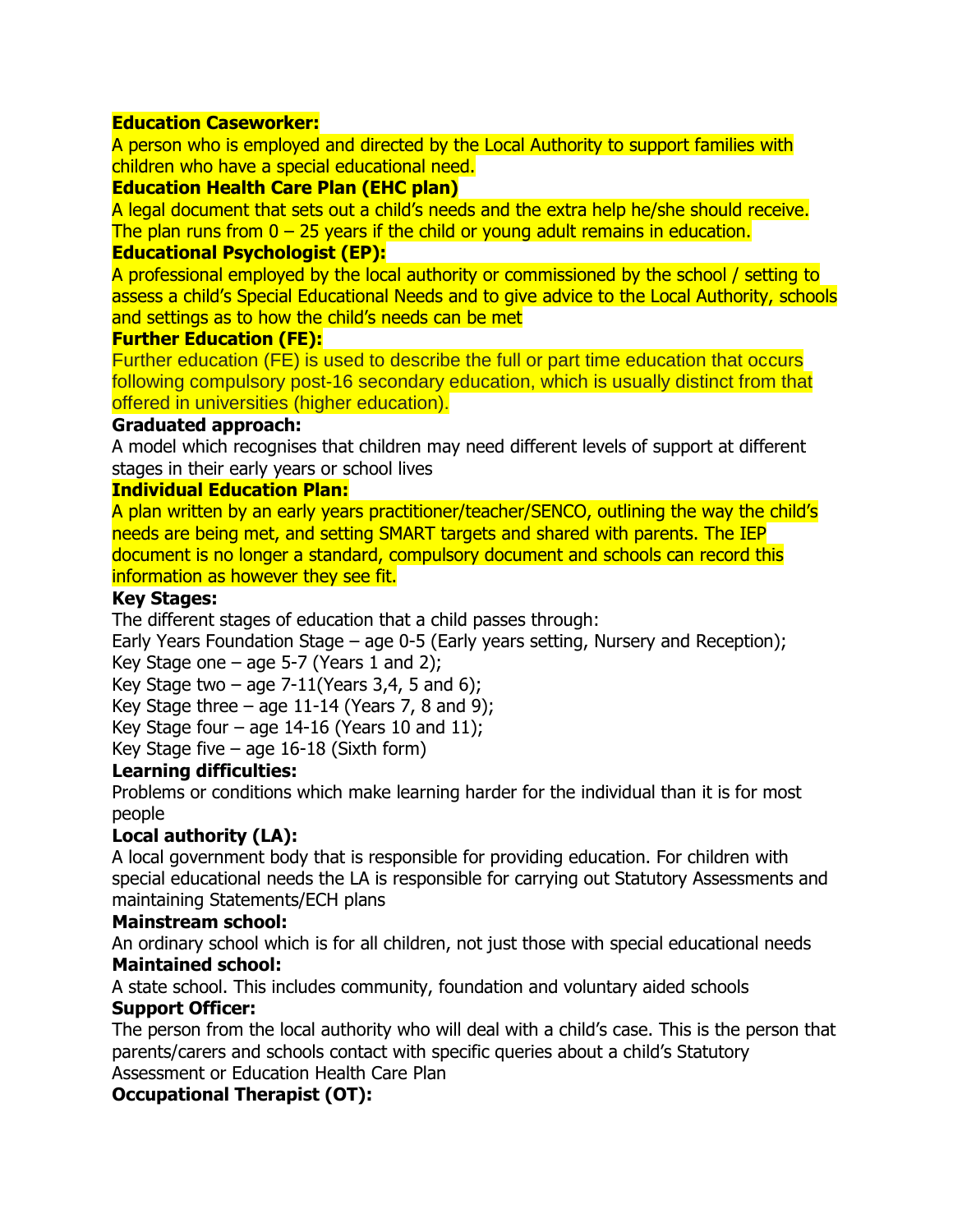**Education Caseworker:**

A person who is employed and directed by the Local Authority to support families with children who have a special educational need.

**Education Health Care Plan (EHC plan)**

A legal document that sets out a child's needs and the extra help he/she should receive. The plan runs from 0 – 25 years if the child or young adult remains in education.

**Educational Psychologist (EP):**

A professional employed by the local authority or commissioned by the school / setting to assess a child's Special Educational Needs and to give advice to the Local Authority, schools and settings as to how the child's needs can be met

**Further Education (FE):**

Further education (FE) is used to describe the full or part time education that occurs following compulsory post-16 secondary education, which is usually distinct from that offered in universities (higher education).

**Graduated approach:**

A model which recognises that children may need different levels of support at different stages in their early years or school lives

**Individual Education Plan:**

A plan written by an early years practitioner/teacher/SENCO, outlining the way the child's needs are being met, and setting SMART targets and shared with parents. The IEP document is no longer a standard, compulsory document and schools can record this information as however they see fit.

**Key Stages:**

The different stages of education that a child passes through:

Early Years Foundation Stage – age 0-5 (Early years setting, Nursery and Reception);

Key Stage one – age 5-7 (Years 1 and 2);

Key Stage two – age 7-11(Years 3,4, 5 and 6);

Key Stage three – age 11-14 (Years 7, 8 and 9);

Key Stage four – age 14-16 (Years 10 and 11);

Key Stage five – age 16-18 (Sixth form)

**Learning difficulties:**

Problems or conditions which make learning harder for the individual than it is for most people

**Local authority (LA):**

A local government body that is responsible for providing education. For children with special educational needs the LA is responsible for carrying out Statutory Assessments and maintaining Statements/ECH plans

**Mainstream school:**

An ordinary school which is for all children, not just those with special educational needs

**Maintained school:**

A state school. This includes community, foundation and voluntary aided schools

**Support Officer:**

The person from the local authority who will deal with a child's case. This is the person that parents/carers and schools contact with specific queries about a child's Statutory Assessment or Education Health Care Plan

**Occupational Therapist (OT):**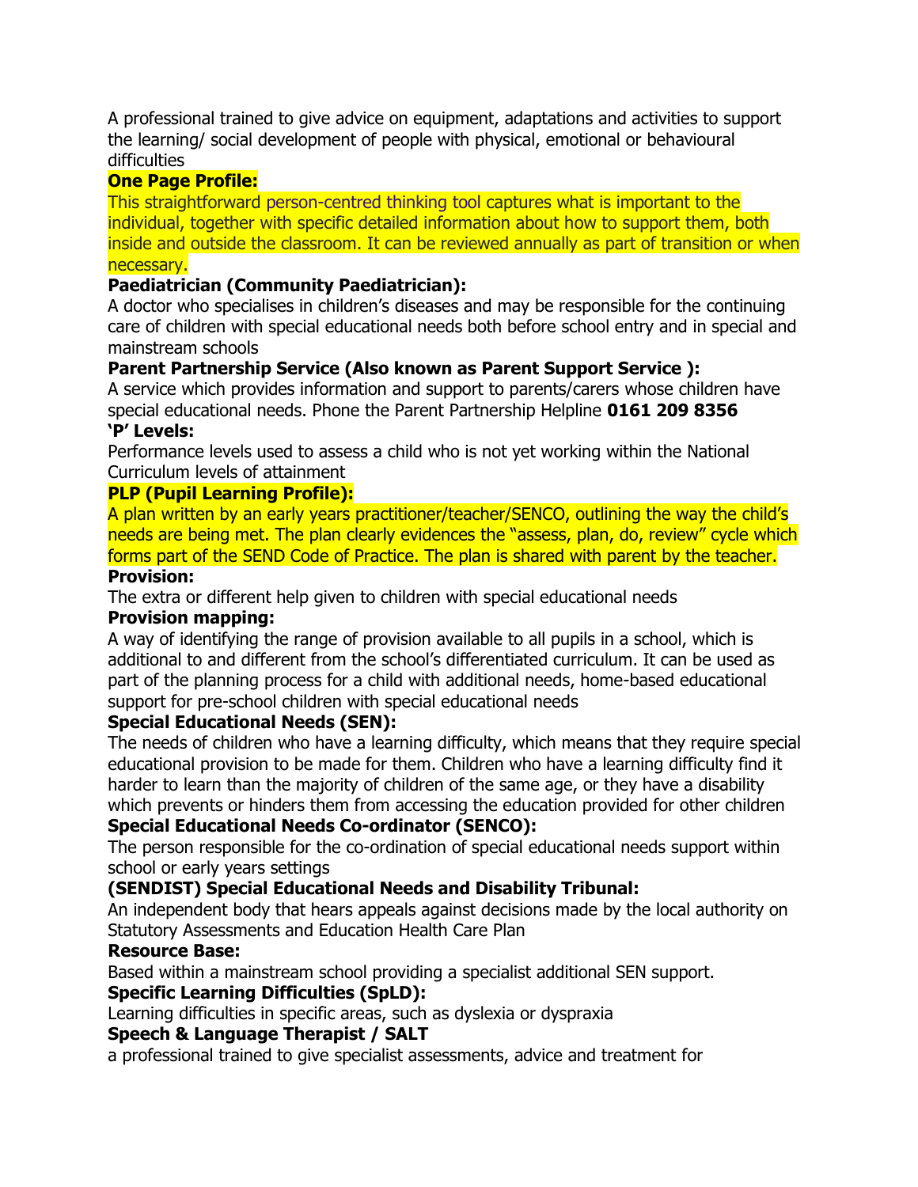A professional trained to give advice on equipment, adaptations and activities to support the learning/ social development of people with physical, emotional or behavioural difficulties

**One Page Profile:**
This straightforward person-centred thinking tool captures what is important to the individual, together with specific detailed information about how to support them, both inside and outside the classroom. It can be reviewed annually as part of transition or when necessary.

**Paediatrician (Community Paediatrician):**
A doctor who specialises in children's diseases and may be responsible for the continuing care of children with special educational needs both before school entry and in special and mainstream schools

**Parent Partnership Service (Also known as Parent Support Service ):**
A service which provides information and support to parents/carers whose children have special educational needs. Phone the Parent Partnership Helpline **0161 209 8356**

**'P' Levels:**
Performance levels used to assess a child who is not yet working within the National Curriculum levels of attainment

**PLP (Pupil Learning Profile):**
A plan written by an early years practitioner/teacher/SENCO, outlining the way the child's needs are being met. The plan clearly evidences the "assess, plan, do, review" cycle which forms part of the SEND Code of Practice. The plan is shared with parent by the teacher.

**Provision:**
The extra or different help given to children with special educational needs

**Provision mapping:**
A way of identifying the range of provision available to all pupils in a school, which is additional to and different from the school's differentiated curriculum. It can be used as part of the planning process for a child with additional needs, home-based educational support for pre-school children with special educational needs

**Special Educational Needs (SEN):**
The needs of children who have a learning difficulty, which means that they require special educational provision to be made for them. Children who have a learning difficulty find it harder to learn than the majority of children of the same age, or they have a disability which prevents or hinders them from accessing the education provided for other children

**Special Educational Needs Co-ordinator (SENCO):**
The person responsible for the co-ordination of special educational needs support within school or early years settings

**(SENDIST) Special Educational Needs and Disability Tribunal:**
An independent body that hears appeals against decisions made by the local authority on Statutory Assessments and Education Health Care Plan

**Resource Base:**
Based within a mainstream school providing a specialist additional SEN support.

**Specific Learning Difficulties (SpLD):**
Learning difficulties in specific areas, such as dyslexia or dyspraxia

**Speech & Language Therapist / SALT**
a professional trained to give specialist assessments, advice and treatment for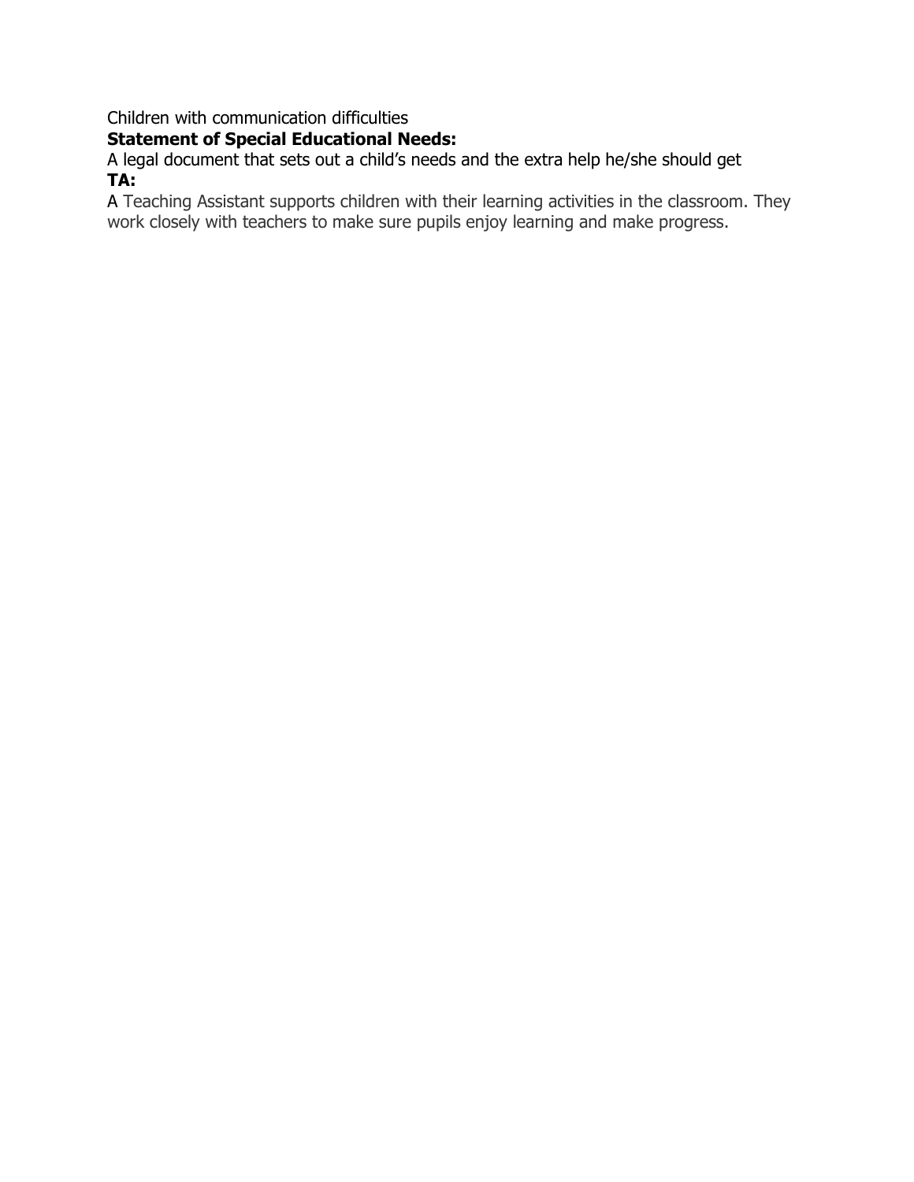Children with communication difficulties

**Statement of Special Educational Needs:**

A legal document that sets out a child's needs and the extra help he/she should get

**TA:**

A Teaching Assistant supports children with their learning activities in the classroom. They work closely with teachers to make sure pupils enjoy learning and make progress.